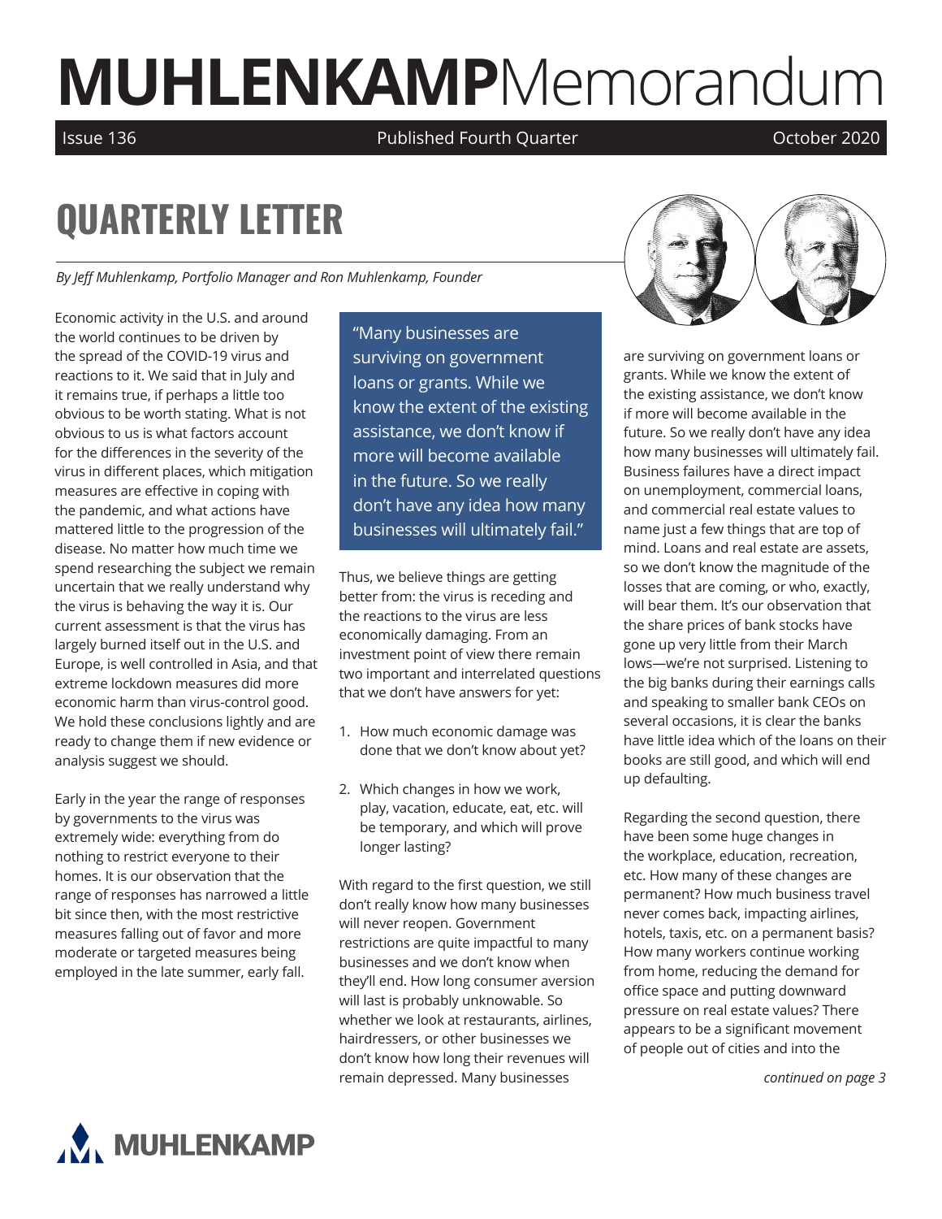# MUHLENKAMPMemorandum

Issue 136 | Published Fourth Quarter | October 2020

## QUARTERLY LETTER

*By Jeff Muhlenkamp, Portfolio Manager and Ron Muhlenkamp, Founder*

Economic activity in the U.S. and around the world continues to be driven by the spread of the COVID-19 virus and reactions to it. We said that in July and it remains true, if perhaps a little too obvious to be worth stating. What is not obvious to us is what factors account for the differences in the severity of the virus in different places, which mitigation measures are effective in coping with the pandemic, and what actions have mattered little to the progression of the disease. No matter how much time we spend researching the subject we remain uncertain that we really understand why the virus is behaving the way it is. Our current assessment is that the virus has largely burned itself out in the U.S. and Europe, is well controlled in Asia, and that extreme lockdown measures did more economic harm than virus-control good. We hold these conclusions lightly and are ready to change them if new evidence or analysis suggest we should.

Early in the year the range of responses by governments to the virus was extremely wide: everything from do nothing to restrict everyone to their homes. It is our observation that the range of responses has narrowed a little bit since then, with the most restrictive measures falling out of favor and more moderate or targeted measures being employed in the late summer, early fall.

> "Many businesses are surviving on government loans or grants. While we know the extent of the existing assistance, we don't know if more will become available in the future. So we really don't have any idea how many businesses will ultimately fail."

Thus, we believe things are getting better from: the virus is receding and the reactions to the virus are less economically damaging. From an investment point of view there remain two important and interrelated questions that we don't have answers for yet:

1. How much economic damage was done that we don't know about yet?
2. Which changes in how we work, play, vacation, educate, eat, etc. will be temporary, and which will prove longer lasting?

With regard to the first question, we still don't really know how many businesses will never reopen. Government restrictions are quite impactful to many businesses and we don't know when they'll end. How long consumer aversion will last is probably unknowable. So whether we look at restaurants, airlines, hairdressers, or other businesses we don't know how long their revenues will remain depressed. Many businesses are surviving on government loans or grants. While we know the extent of the existing assistance, we don't know if more will become available in the future. So we really don't have any idea how many businesses will ultimately fail. Business failures have a direct impact on unemployment, commercial loans, and commercial real estate values to name just a few things that are top of mind. Loans and real estate are assets, so we don't know the magnitude of the losses that are coming, or who, exactly, will bear them. It's our observation that the share prices of bank stocks have gone up very little from their March lows—we're not surprised. Listening to the big banks during their earnings calls and speaking to smaller bank CEOs on several occasions, it is clear the banks have little idea which of the loans on their books are still good, and which will end up defaulting.

Regarding the second question, there have been some huge changes in the workplace, education, recreation, etc. How many of these changes are permanent? How much business travel never comes back, impacting airlines, hotels, taxis, etc. on a permanent basis? How many workers continue working from home, reducing the demand for office space and putting downward pressure on real estate values? There appears to be a significant movement of people out of cities and into the

*continued on page 3*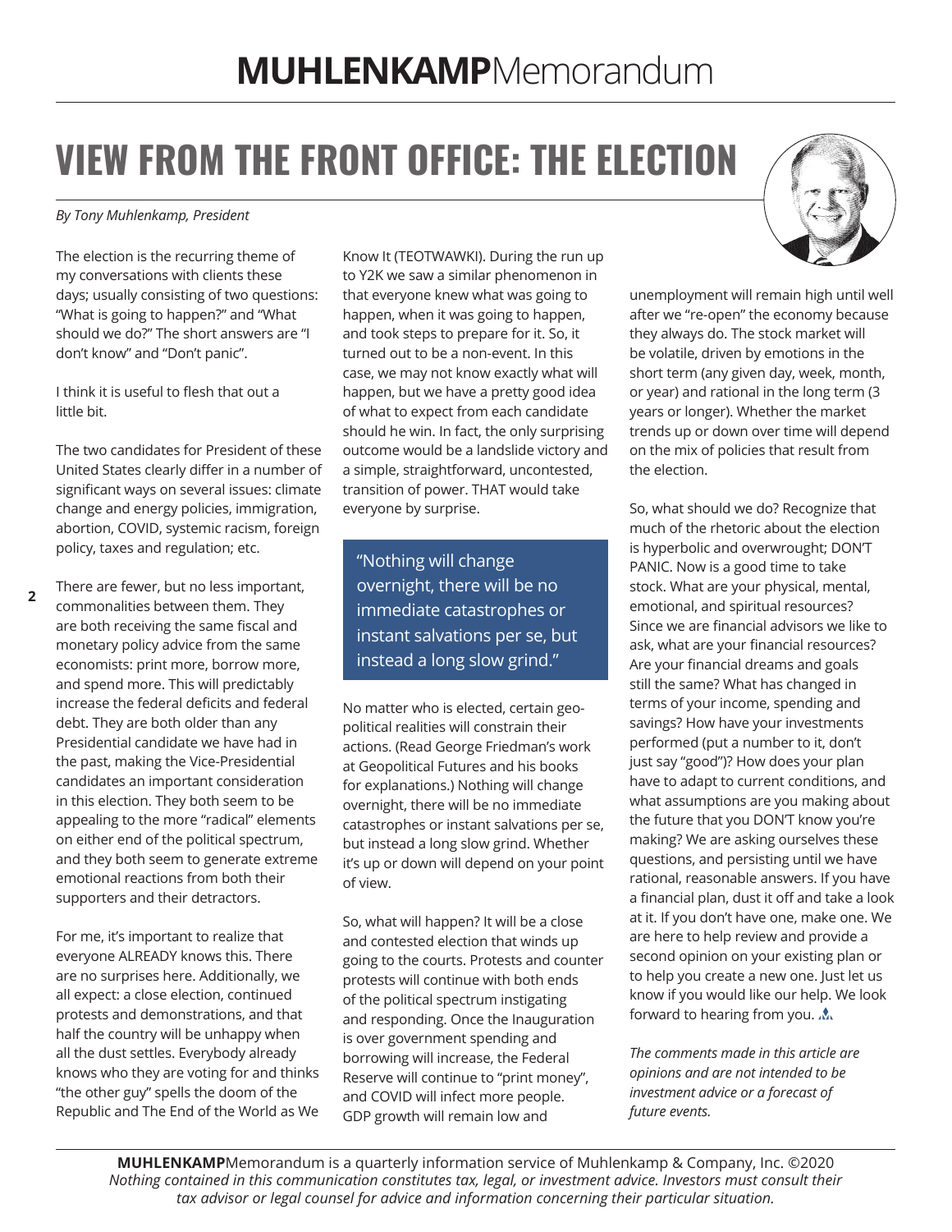# VIEW FROM THE FRONT OFFICE: THE ELECTION

*By Tony Muhlenkamp, President*

The election is the recurring theme of my conversations with clients these days; usually consisting of two questions: "What is going to happen?" and "What should we do?" The short answers are "I don't know" and "Don't panic".

I think it is useful to flesh that out a little bit.

The two candidates for President of these United States clearly differ in a number of significant ways on several issues: climate change and energy policies, immigration, abortion, COVID, systemic racism, foreign policy, taxes and regulation; etc.

There are fewer, but no less important, commonalities between them. They are both receiving the same fiscal and monetary policy advice from the same economists: print more, borrow more, and spend more. This will predictably increase the federal deficits and federal debt. They are both older than any Presidential candidate we have had in the past, making the Vice-Presidential candidates an important consideration in this election. They both seem to be appealing to the more "radical" elements on either end of the political spectrum, and they both seem to generate extreme emotional reactions from both their supporters and their detractors.

For me, it's important to realize that everyone ALREADY knows this. There are no surprises here. Additionally, we all expect: a close election, continued protests and demonstrations, and that half the country will be unhappy when all the dust settles. Everybody already knows who they are voting for and thinks "the other guy" spells the doom of the Republic and The End of the World as We Know It (TEOTWAWKI). During the run up to Y2K we saw a similar phenomenon in that everyone knew what was going to happen, when it was going to happen, and took steps to prepare for it. So, it turned out to be a non-event. In this case, we may not know exactly what will happen, but we have a pretty good idea of what to expect from each candidate should he win. In fact, the only surprising outcome would be a landslide victory and a simple, straightforward, uncontested, transition of power. THAT would take everyone by surprise.

> "Nothing will change overnight, there will be no immediate catastrophes or instant salvations per se, but instead a long slow grind."

No matter who is elected, certain geo-political realities will constrain their actions. (Read George Friedman's work at Geopolitical Futures and his books for explanations.) Nothing will change overnight, there will be no immediate catastrophes or instant salvations per se, but instead a long slow grind. Whether it's up or down will depend on your point of view.

So, what will happen? It will be a close and contested election that winds up going to the courts. Protests and counter protests will continue with both ends of the political spectrum instigating and responding. Once the Inauguration is over government spending and borrowing will increase, the Federal Reserve will continue to "print money", and COVID will infect more people. GDP growth will remain low and unemployment will remain high until well after we "re-open" the economy because they always do. The stock market will be volatile, driven by emotions in the short term (any given day, week, month, or year) and rational in the long term (3 years or longer). Whether the market trends up or down over time will depend on the mix of policies that result from the election.

So, what should we do? Recognize that much of the rhetoric about the election is hyperbolic and overwrought; DON'T PANIC. Now is a good time to take stock. What are your physical, mental, emotional, and spiritual resources? Since we are financial advisors we like to ask, what are your financial resources? Are your financial dreams and goals still the same? What has changed in terms of your income, spending and savings? How have your investments performed (put a number to it, don't just say "good")? How does your plan have to adapt to current conditions, and what assumptions are you making about the future that you DON'T know you're making? We are asking ourselves these questions, and persisting until we have rational, reasonable answers. If you have a financial plan, dust it off and take a look at it. If you don't have one, make one. We are here to help review and provide a second opinion on your existing plan or to help you create a new one. Just let us know if you would like our help. We look forward to hearing from you.

*The comments made in this article are opinions and are not intended to be investment advice or a forecast of future events.*

**MUHLENKAMP**Memorandum is a quarterly information service of Muhlenkamp & Company, Inc. ©2020
*Nothing contained in this communication constitutes tax, legal, or investment advice. Investors must consult their tax advisor or legal counsel for advice and information concerning their particular situation.*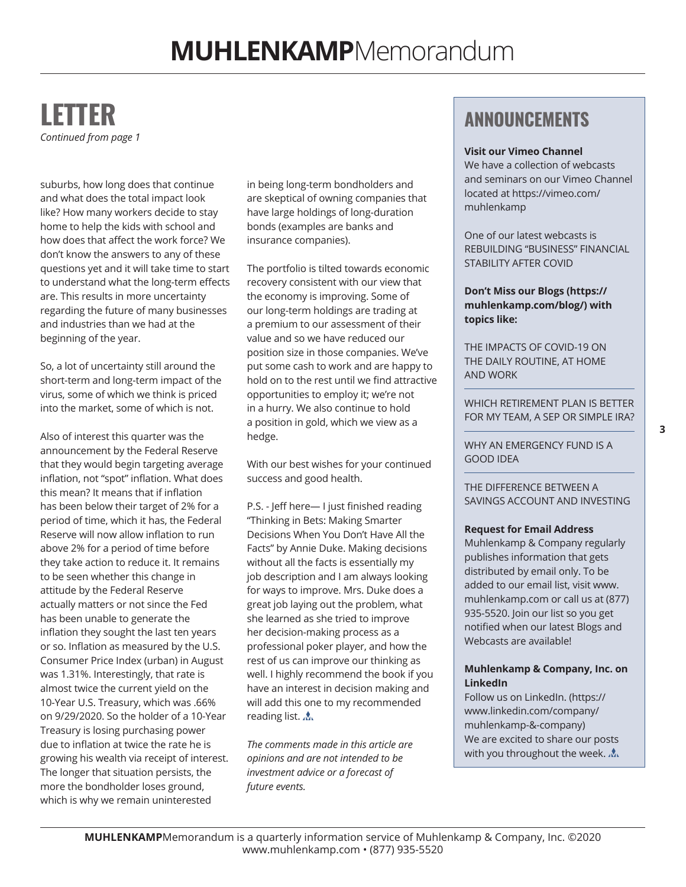# LETTER

*Continued from page 1*

suburbs, how long does that continue and what does the total impact look like? How many workers decide to stay home to help the kids with school and how does that affect the work force? We don't know the answers to any of these questions yet and it will take time to start to understand what the long-term effects are. This results in more uncertainty regarding the future of many businesses and industries than we had at the beginning of the year.

So, a lot of uncertainty still around the short-term and long-term impact of the virus, some of which we think is priced into the market, some of which is not.

Also of interest this quarter was the announcement by the Federal Reserve that they would begin targeting average inflation, not "spot" inflation. What does this mean? It means that if inflation has been below their target of 2% for a period of time, which it has, the Federal Reserve will now allow inflation to run above 2% for a period of time before they take action to reduce it. It remains to be seen whether this change in attitude by the Federal Reserve actually matters or not since the Fed has been unable to generate the inflation they sought the last ten years or so. Inflation as measured by the U.S. Consumer Price Index (urban) in August was 1.31%. Interestingly, that rate is almost twice the current yield on the 10-Year U.S. Treasury, which was .66% on 9/29/2020. So the holder of a 10-Year Treasury is losing purchasing power due to inflation at twice the rate he is growing his wealth via receipt of interest. The longer that situation persists, the more the bondholder loses ground, which is why we remain uninterested in being long-term bondholders and are skeptical of owning companies that have large holdings of long-duration bonds (examples are banks and insurance companies).

The portfolio is tilted towards economic recovery consistent with our view that the economy is improving. Some of our long-term holdings are trading at a premium to our assessment of their value and so we have reduced our position size in those companies. We've put some cash to work and are happy to hold on to the rest until we find attractive opportunities to employ it; we're not in a hurry. We also continue to hold a position in gold, which we view as a hedge.

With our best wishes for your continued success and good health.

P.S. - Jeff here— I just finished reading "Thinking in Bets: Making Smarter Decisions When You Don't Have All the Facts" by Annie Duke. Making decisions without all the facts is essentially my job description and I am always looking for ways to improve. Mrs. Duke does a great job laying out the problem, what she learned as she tried to improve her decision-making process as a professional poker player, and how the rest of us can improve our thinking as well. I highly recommend the book if you have an interest in decision making and will add this one to my recommended reading list.

*The comments made in this article are opinions and are not intended to be investment advice or a forecast of future events.*

## ANNOUNCEMENTS

**Visit our Vimeo Channel**
We have a collection of webcasts and seminars on our Vimeo Channel located at https://vimeo.com/muhlenkamp

One of our latest webcasts is REBUILDING "BUSINESS" FINANCIAL STABILITY AFTER COVID

**Don't Miss our Blogs (https://muhlenkamp.com/blog/) with topics like:**

THE IMPACTS OF COVID-19 ON THE DAILY ROUTINE, AT HOME AND WORK

WHICH RETIREMENT PLAN IS BETTER FOR MY TEAM, A SEP OR SIMPLE IRA?

WHY AN EMERGENCY FUND IS A GOOD IDEA

THE DIFFERENCE BETWEEN A SAVINGS ACCOUNT AND INVESTING

**Request for Email Address**
Muhlenkamp & Company regularly publishes information that gets distributed by email only. To be added to our email list, visit www.muhlenkamp.com or call us at (877) 935-5520. Join our list so you get notified when our latest Blogs and Webcasts are available!

**Muhlenkamp & Company, Inc. on LinkedIn**
Follow us on LinkedIn. (https://www.linkedin.com/company/muhlenkamp-&-company)
We are excited to share our posts with you throughout the week.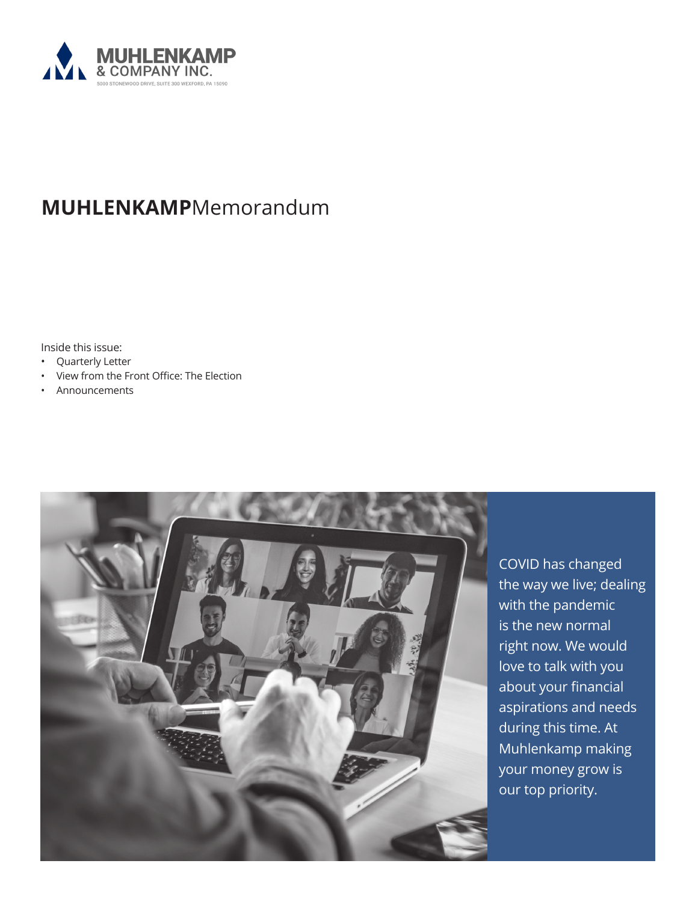MUHLENKAMP & COMPANY INC.

5000 STONEWOOD DRIVE, SUITE 300 WEXFORD, PA 15090

# **MUHLENKAMP**Memorandum

Inside this issue:

- Quarterly Letter
- View from the Front Office: The Election
- Announcements

COVID has changed the way we live; dealing with the pandemic is the new normal right now. We would love to talk with you about your financial aspirations and needs during this time. At Muhlenkamp making your money grow is our top priority.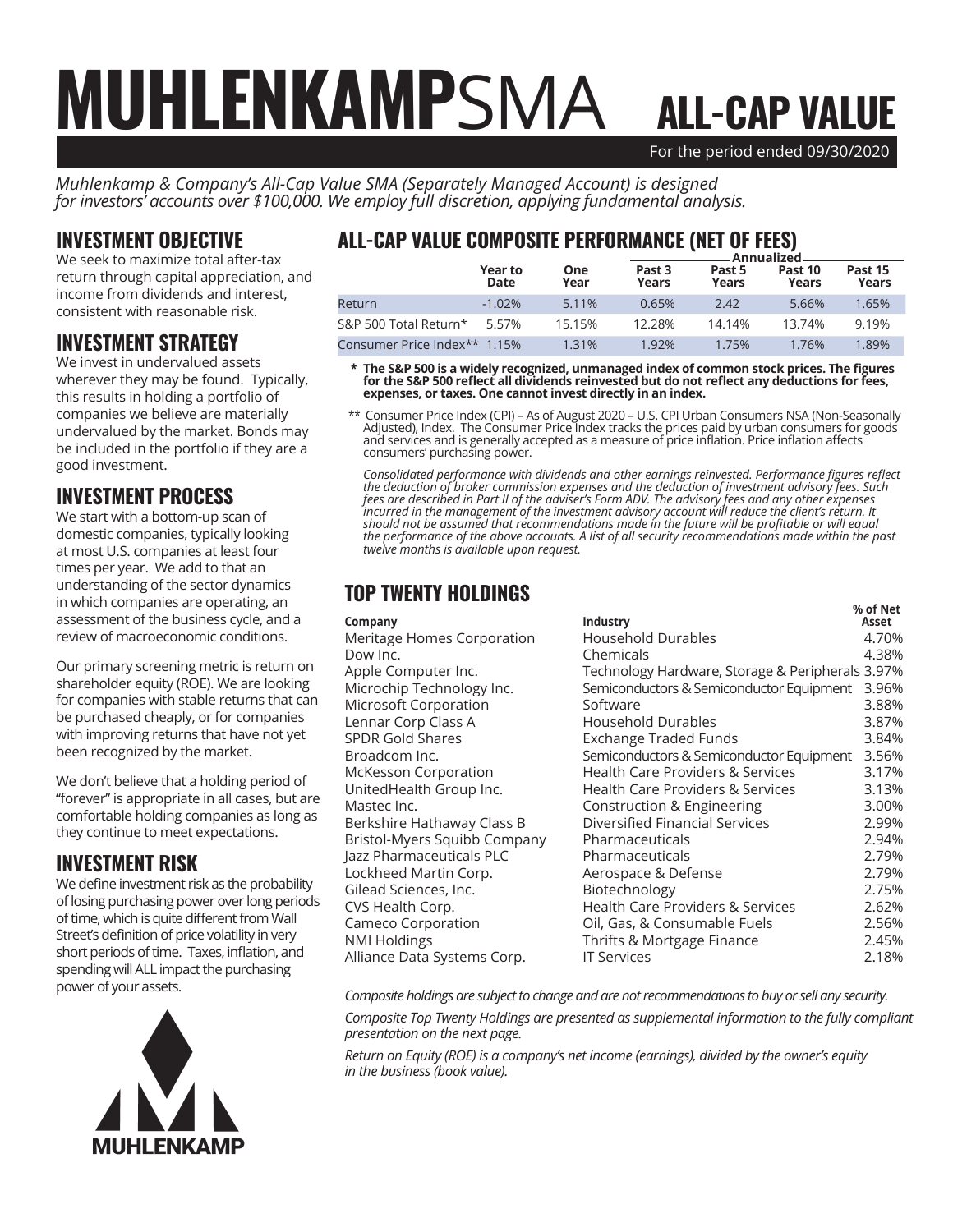# MUHLENKAMPSMA ALL-CAP VALUE

For the period ended 09/30/2020

*Muhlenkamp & Company's All-Cap Value SMA (Separately Managed Account) is designed for investors' accounts over $100,000. We employ full discretion, applying fundamental analysis.*

## INVESTMENT OBJECTIVE

We seek to maximize total after-tax return through capital appreciation, and income from dividends and interest, consistent with reasonable risk.

## INVESTMENT STRATEGY

We invest in undervalued assets wherever they may be found. Typically, this results in holding a portfolio of companies we believe are materially undervalued by the market. Bonds may be included in the portfolio if they are a good investment.

## INVESTMENT PROCESS

We start with a bottom-up scan of domestic companies, typically looking at most U.S. companies at least four times per year. We add to that an understanding of the sector dynamics in which companies are operating, an assessment of the business cycle, and a review of macroeconomic conditions.

Our primary screening metric is return on shareholder equity (ROE). We are looking for companies with stable returns that can be purchased cheaply, or for companies with improving returns that have not yet been recognized by the market.

We don't believe that a holding period of "forever" is appropriate in all cases, but are comfortable holding companies as long as they continue to meet expectations.

## INVESTMENT RISK

We define investment risk as the probability of losing purchasing power over long periods of time, which is quite different from Wall Street's definition of price volatility in very short periods of time. Taxes, inflation, and spending will ALL impact the purchasing power of your assets.

## ALL-CAP VALUE COMPOSITE PERFORMANCE (NET OF FEES)

| | Year to Date | One Year | Annualized Past 3 Years | Past 5 Years | Past 10 Years | Past 15 Years |
|---|---|---|---|---|---|---|
| Return | -1.02% | 5.11% | 0.65% | 2.42 | 5.66% | 1.65% |
| S&P 500 Total Return* | 5.57% | 15.15% | 12.28% | 14.14% | 13.74% | 9.19% |
| Consumer Price Index** | 1.15% | 1.31% | 1.92% | 1.75% | 1.76% | 1.89% |

**\* The S&P 500 is a widely recognized, unmanaged index of common stock prices. The figures for the S&P 500 reflect all dividends reinvested but do not reflect any deductions for fees, expenses, or taxes. One cannot invest directly in an index.**

** Consumer Price Index (CPI) – As of August 2020 – U.S. CPI Urban Consumers NSA (Non-Seasonally Adjusted), Index. The Consumer Price Index tracks the prices paid by urban consumers for goods and services and is generally accepted as a measure of price inflation. Price inflation affects consumers' purchasing power.

*Consolidated performance with dividends and other earnings reinvested. Performance figures reflect the deduction of broker commission expenses and the deduction of investment advisory fees. Such fees are described in Part II of the adviser's Form ADV. The advisory fees and any other expenses incurred in the management of the investment advisory account will reduce the client's return. It should not be assumed that recommendations made in the future will be profitable or will equal the performance of the above accounts. A list of all security recommendations made within the past twelve months is available upon request.*

## TOP TWENTY HOLDINGS

| Company | Industry | % of Net Asset |
|---|---|---|
| Meritage Homes Corporation | Household Durables | 4.70% |
| Dow Inc. | Chemicals | 4.38% |
| Apple Computer Inc. | Technology Hardware, Storage & Peripherals | 3.97% |
| Microchip Technology Inc. | Semiconductors & Semiconductor Equipment | 3.96% |
| Microsoft Corporation | Software | 3.88% |
| Lennar Corp Class A | Household Durables | 3.87% |
| SPDR Gold Shares | Exchange Traded Funds | 3.84% |
| Broadcom Inc. | Semiconductors & Semiconductor Equipment | 3.56% |
| McKesson Corporation | Health Care Providers & Services | 3.17% |
| UnitedHealth Group Inc. | Health Care Providers & Services | 3.13% |
| Mastec Inc. | Construction & Engineering | 3.00% |
| Berkshire Hathaway Class B | Diversified Financial Services | 2.99% |
| Bristol-Myers Squibb Company | Pharmaceuticals | 2.94% |
| Jazz Pharmaceuticals PLC | Pharmaceuticals | 2.79% |
| Lockheed Martin Corp. | Aerospace & Defense | 2.79% |
| Gilead Sciences, Inc. | Biotechnology | 2.75% |
| CVS Health Corp. | Health Care Providers & Services | 2.62% |
| Cameco Corporation | Oil, Gas, & Consumable Fuels | 2.56% |
| NMI Holdings | Thrifts & Mortgage Finance | 2.45% |
| Alliance Data Systems Corp. | IT Services | 2.18% |

*Composite holdings are subject to change and are not recommendations to buy or sell any security.*

*Composite Top Twenty Holdings are presented as supplemental information to the fully compliant presentation on the next page.*

*Return on Equity (ROE) is a company's net income (earnings), divided by the owner's equity in the business (book value).*

MUHLENKAMP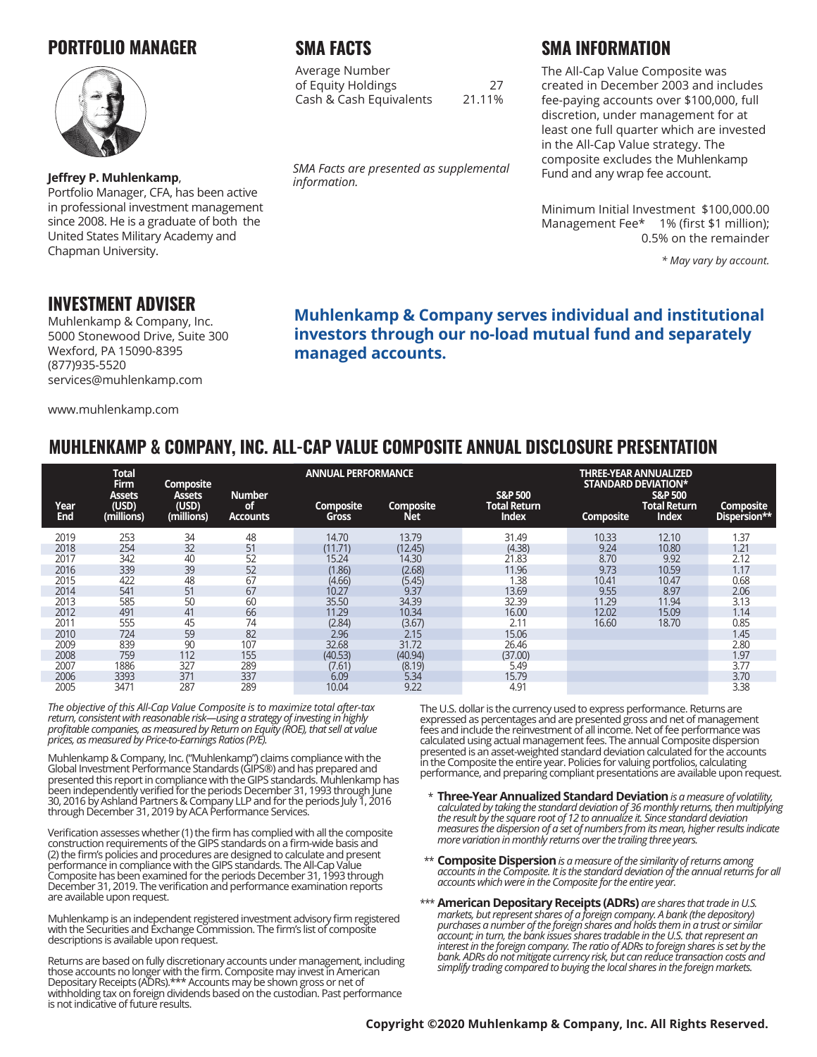## PORTFOLIO MANAGER

**Jeffrey P. Muhlenkamp**, Portfolio Manager, CFA, has been active in professional investment management since 2008. He is a graduate of both the United States Military Academy and Chapman University.

## SMA FACTS

| | |
|---|---|
| Average Number of Equity Holdings | 27 |
| Cash & Cash Equivalents | 21.11% |

*SMA Facts are presented as supplemental information.*

## SMA INFORMATION

The All-Cap Value Composite was created in December 2003 and includes fee-paying accounts over $100,000, full discretion, under management for at least one full quarter which are invested in the All-Cap Value strategy. The composite excludes the Muhlenkamp Fund and any wrap fee account.

Minimum Initial Investment $100,000.00
Management Fee* 1% (first $1 million); 0.5% on the remainder

*\* May vary by account.*

## INVESTMENT ADVISER

Muhlenkamp & Company, Inc.
5000 Stonewood Drive, Suite 300
Wexford, PA 15090-8395
(877)935-5520
services@muhlenkamp.com

www.muhlenkamp.com

**Muhlenkamp & Company serves individual and institutional investors through our no-load mutual fund and separately managed accounts.**

## MUHLENKAMP & COMPANY, INC. ALL-CAP VALUE COMPOSITE ANNUAL DISCLOSURE PRESENTATION

| Year End | Total Firm Assets (USD) (millions) | Composite Assets (USD) (millions) | Number of Accounts | ANNUAL PERFORMANCE Composite Gross | Composite Net | S&P 500 Total Return Index | THREE-YEAR ANNUALIZED STANDARD DEVIATION* Composite | S&P 500 Total Return Index | Composite Dispersion** |
|---|---|---|---|---|---|---|---|---|---|
| 2019 | 253 | 34 | 48 | 14.70 | 13.79 | 31.49 | 10.33 | 12.10 | 1.37 |
| 2018 | 254 | 32 | 51 | (11.71) | (12.45) | (4.38) | 9.24 | 10.80 | 1.21 |
| 2017 | 342 | 40 | 52 | 15.24 | 14.30 | 21.83 | 8.70 | 9.92 | 2.12 |
| 2016 | 339 | 39 | 52 | (1.86) | (2.68) | 11.96 | 9.73 | 10.59 | 1.17 |
| 2015 | 422 | 48 | 67 | (4.66) | (5.45) | 1.38 | 10.41 | 10.47 | 0.68 |
| 2014 | 541 | 51 | 67 | 10.27 | 9.37 | 13.69 | 9.55 | 8.97 | 2.06 |
| 2013 | 585 | 50 | 60 | 35.50 | 34.39 | 32.39 | 11.29 | 11.94 | 3.13 |
| 2012 | 491 | 41 | 66 | 11.29 | 10.34 | 16.00 | 12.02 | 15.09 | 1.14 |
| 2011 | 555 | 45 | 74 | (2.84) | (3.67) | 2.11 | 16.60 | 18.70 | 0.85 |
| 2010 | 724 | 59 | 82 | 2.96 | 2.15 | 15.06 | | | 1.45 |
| 2009 | 839 | 90 | 107 | 32.68 | 31.72 | 26.46 | | | 2.80 |
| 2008 | 759 | 112 | 155 | (40.53) | (40.94) | (37.00) | | | 1.97 |
| 2007 | 1886 | 327 | 289 | (7.61) | (8.19) | 5.49 | | | 3.77 |
| 2006 | 3393 | 371 | 337 | 6.09 | 5.34 | 15.79 | | | 3.70 |
| 2005 | 3471 | 287 | 289 | 10.04 | 9.22 | 4.91 | | | 3.38 |

*The objective of this All-Cap Value Composite is to maximize total after-tax return, consistent with reasonable risk—using a strategy of investing in highly profitable companies, as measured by Return on Equity (ROE), that sell at value prices, as measured by Price-to-Earnings Ratios (P/E).*

Muhlenkamp & Company, Inc. ("Muhlenkamp") claims compliance with the Global Investment Performance Standards (GIPS®) and has prepared and presented this report in compliance with the GIPS standards. Muhlenkamp has been independently verified for the periods December 31, 1993 through June 30, 2016 by Ashland Partners & Company LLP and for the periods July 1, 2016 through December 31, 2019 by ACA Performance Services.

Verification assesses whether (1) the firm has complied with all the composite construction requirements of the GIPS standards on a firm-wide basis and (2) the firm's policies and procedures are designed to calculate and present performance in compliance with the GIPS standards. The All-Cap Value Composite has been examined for the periods December 31, 1993 through December 31, 2019. The verification and performance examination reports are available upon request.

Muhlenkamp is an independent registered investment advisory firm registered with the Securities and Exchange Commission. The firm's list of composite descriptions is available upon request.

Returns are based on fully discretionary accounts under management, including those accounts no longer with the firm. Composite may invest in American Depositary Receipts (ADRs).*** Accounts may be shown gross or net of withholding tax on foreign dividends based on the custodian. Past performance is not indicative of future results.

The U.S. dollar is the currency used to express performance. Returns are expressed as percentages and are presented gross and net of management fees and include the reinvestment of all income. Net of fee performance was calculated using actual management fees. The annual Composite dispersion presented is an asset-weighted standard deviation calculated for the accounts in the Composite the entire year. Policies for valuing portfolios, calculating performance, and preparing compliant presentations are available upon request.

\* **Three-Year Annualized Standard Deviation** *is a measure of volatility, calculated by taking the standard deviation of 36 monthly returns, then multiplying the result by the square root of 12 to annualize it. Since standard deviation measures the dispersion of a set of numbers from its mean, higher results indicate more variation in monthly returns over the trailing three years.*

\*\* **Composite Dispersion** *is a measure of the similarity of returns among accounts in the Composite. It is the standard deviation of the annual returns for all accounts which were in the Composite for the entire year.*

\*\*\* **American Depositary Receipts (ADRs)** *are shares that trade in U.S. markets, but represent shares of a foreign company. A bank (the depository) purchases a number of the foreign shares and holds them in a trust or similar account; in turn, the bank issues shares tradable in the U.S. that represent an interest in the foreign company. The ratio of ADRs to foreign shares is set by the bank. ADRs do not mitigate currency risk, but can reduce transaction costs and simplify trading compared to buying the local shares in the foreign markets.*

**Copyright ©2020 Muhlenkamp & Company, Inc. All Rights Reserved.**